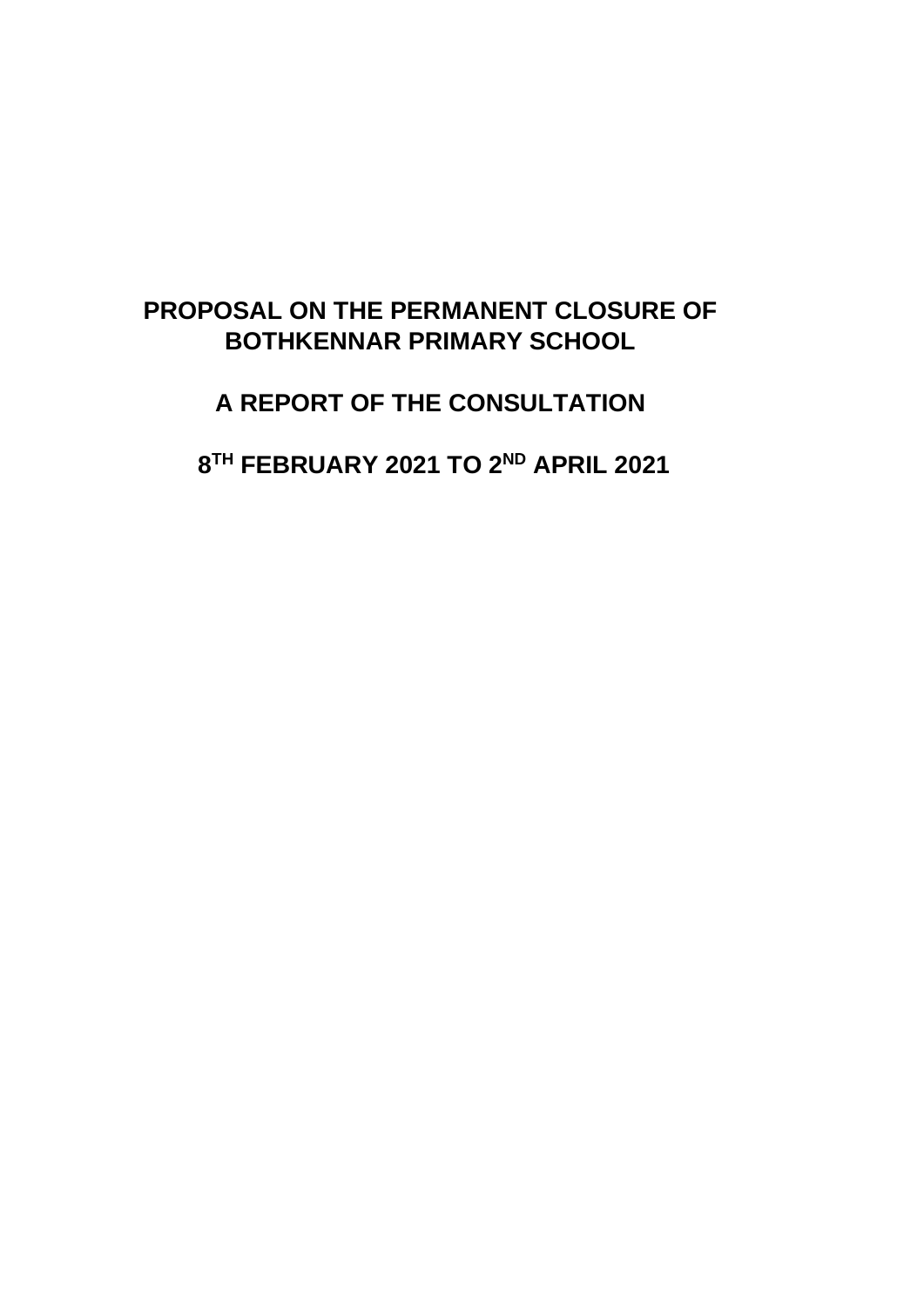# PROPOSAL ON THE PERMANENT CLOSURE OF BOTHKENNAR PRIMARY SCHOOL

## A REPORT OF THE CONSULTATION

## 8TH FEBRUARY 2021 TO 2ND APRIL 2021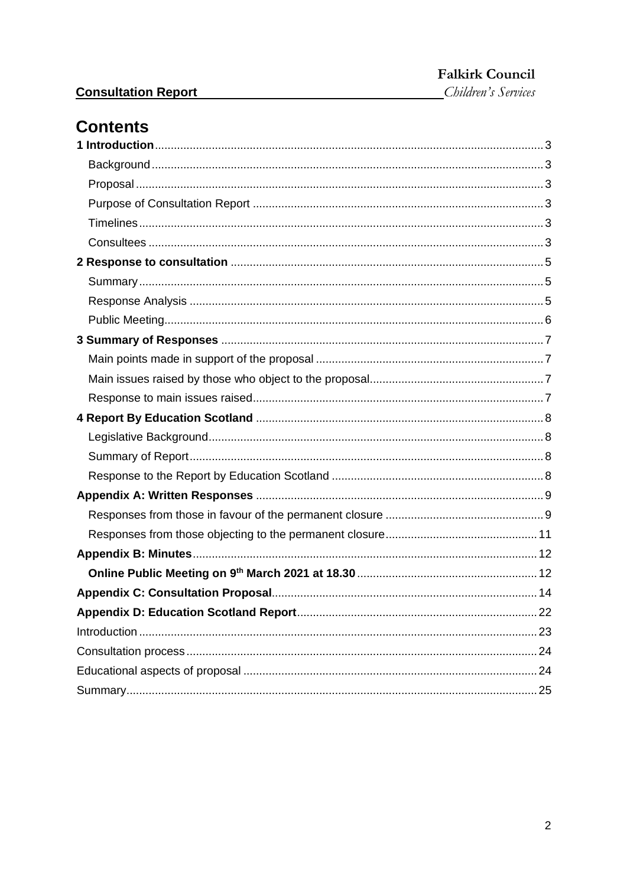# Contents

**1 Introduction** .......... 3
- Background .......... 3
- Proposal .......... 3
- Purpose of Consultation Report .......... 3
- Timelines .......... 3
- Consultees .......... 3

**2 Response to consultation** .......... 5
- Summary .......... 5
- Response Analysis .......... 5
- Public Meeting .......... 6

**3 Summary of Responses** .......... 7
- Main points made in support of the proposal .......... 7
- Main issues raised by those who object to the proposal .......... 7
- Response to main issues raised .......... 7

**4 Report By Education Scotland** .......... 8
- Legislative Background .......... 8
- Summary of Report .......... 8
- Response to the Report by Education Scotland .......... 8

**Appendix A: Written Responses** .......... 9
- Responses from those in favour of the permanent closure .......... 9
- Responses from those objecting to the permanent closure .......... 11

**Appendix B: Minutes** .......... 12
- **Online Public Meeting on 9th March 2021 at 18.30** .......... 12

**Appendix C: Consultation Proposal** .......... 14

**Appendix D: Education Scotland Report** .......... 22

Introduction .......... 23

Consultation process .......... 24

Educational aspects of proposal .......... 24

Summary .......... 25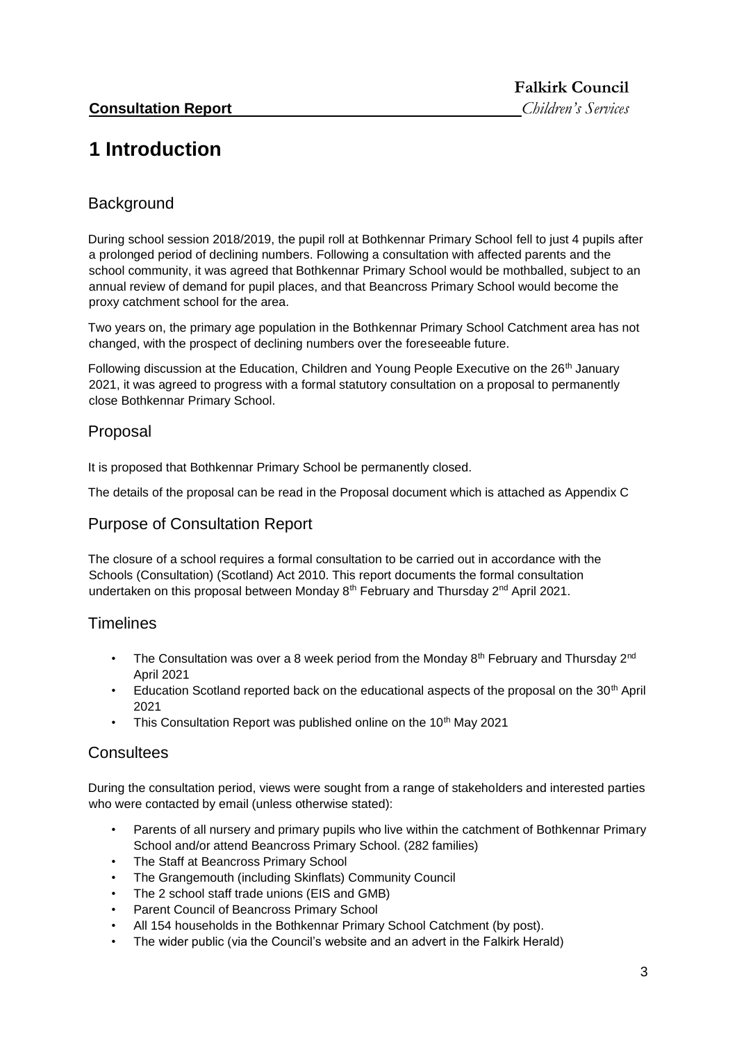# 1 Introduction

## Background

During school session 2018/2019, the pupil roll at Bothkennar Primary School fell to just 4 pupils after a prolonged period of declining numbers. Following a consultation with affected parents and the school community, it was agreed that Bothkennar Primary School would be mothballed, subject to an annual review of demand for pupil places, and that Beancross Primary School would become the proxy catchment school for the area.

Two years on, the primary age population in the Bothkennar Primary School Catchment area has not changed, with the prospect of declining numbers over the foreseeable future.

Following discussion at the Education, Children and Young People Executive on the 26th January 2021, it was agreed to progress with a formal statutory consultation on a proposal to permanently close Bothkennar Primary School.

## Proposal

It is proposed that Bothkennar Primary School be permanently closed.

The details of the proposal can be read in the Proposal document which is attached as Appendix C

## Purpose of Consultation Report

The closure of a school requires a formal consultation to be carried out in accordance with the Schools (Consultation) (Scotland) Act 2010. This report documents the formal consultation undertaken on this proposal between Monday 8th February and Thursday 2nd April 2021.

## Timelines

- The Consultation was over a 8 week period from the Monday 8th February and Thursday 2nd April 2021
- Education Scotland reported back on the educational aspects of the proposal on the 30th April 2021
- This Consultation Report was published online on the 10th May 2021

## Consultees

During the consultation period, views were sought from a range of stakeholders and interested parties who were contacted by email (unless otherwise stated):

- Parents of all nursery and primary pupils who live within the catchment of Bothkennar Primary School and/or attend Beancross Primary School. (282 families)
- The Staff at Beancross Primary School
- The Grangemouth (including Skinflats) Community Council
- The 2 school staff trade unions (EIS and GMB)
- Parent Council of Beancross Primary School
- All 154 households in the Bothkennar Primary School Catchment (by post).
- The wider public (via the Council's website and an advert in the Falkirk Herald)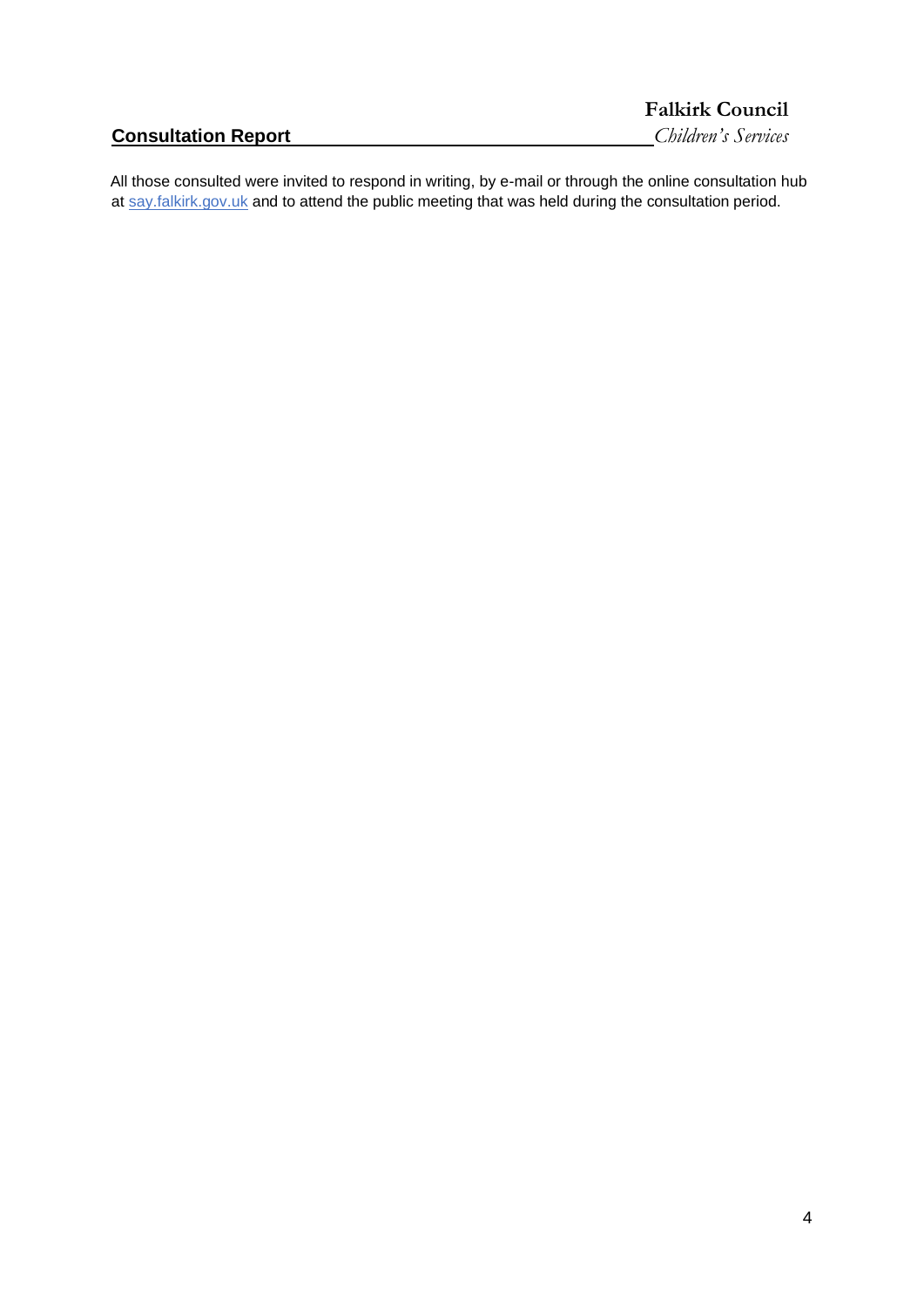All those consulted were invited to respond in writing, by e-mail or through the online consultation hub at say.falkirk.gov.uk and to attend the public meeting that was held during the consultation period.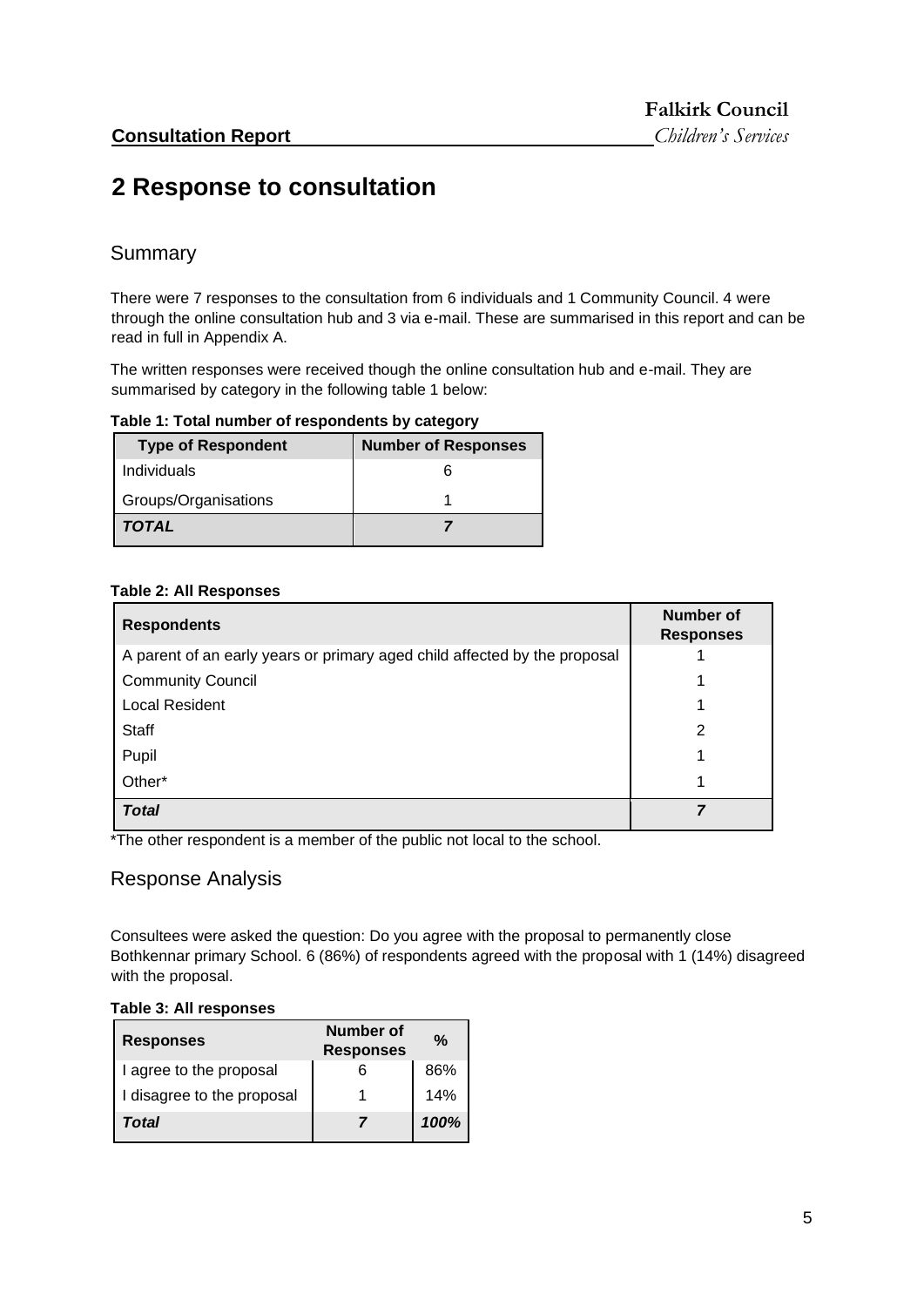# 2 Response to consultation

## Summary

There were 7 responses to the consultation from 6 individuals and 1 Community Council. 4 were through the online consultation hub and 3 via e-mail. These are summarised in this report and can be read in full in Appendix A.

The written responses were received though the online consultation hub and e-mail. They are summarised by category in the following table 1 below:

**Table 1: Total number of respondents by category**

| Type of Respondent | Number of Responses |
|---|---|
| Individuals | 6 |
| Groups/Organisations | 1 |
| ***TOTAL*** | ***7*** |

**Table 2: All Responses**

| Respondents | Number of Responses |
|---|---|
| A parent of an early years or primary aged child affected by the proposal | 1 |
| Community Council | 1 |
| Local Resident | 1 |
| Staff | 2 |
| Pupil | 1 |
| Other* | 1 |
| ***Total*** | ***7*** |

*The other respondent is a member of the public not local to the school.

## Response Analysis

Consultees were asked the question: Do you agree with the proposal to permanently close Bothkennar primary School. 6 (86%) of respondents agreed with the proposal with 1 (14%) disagreed with the proposal.

**Table 3: All responses**

| Responses | Number of Responses | % |
|---|---|---|
| I agree to the proposal | 6 | 86% |
| I disagree to the proposal | 1 | 14% |
| ***Total*** | ***7*** | ***100%*** |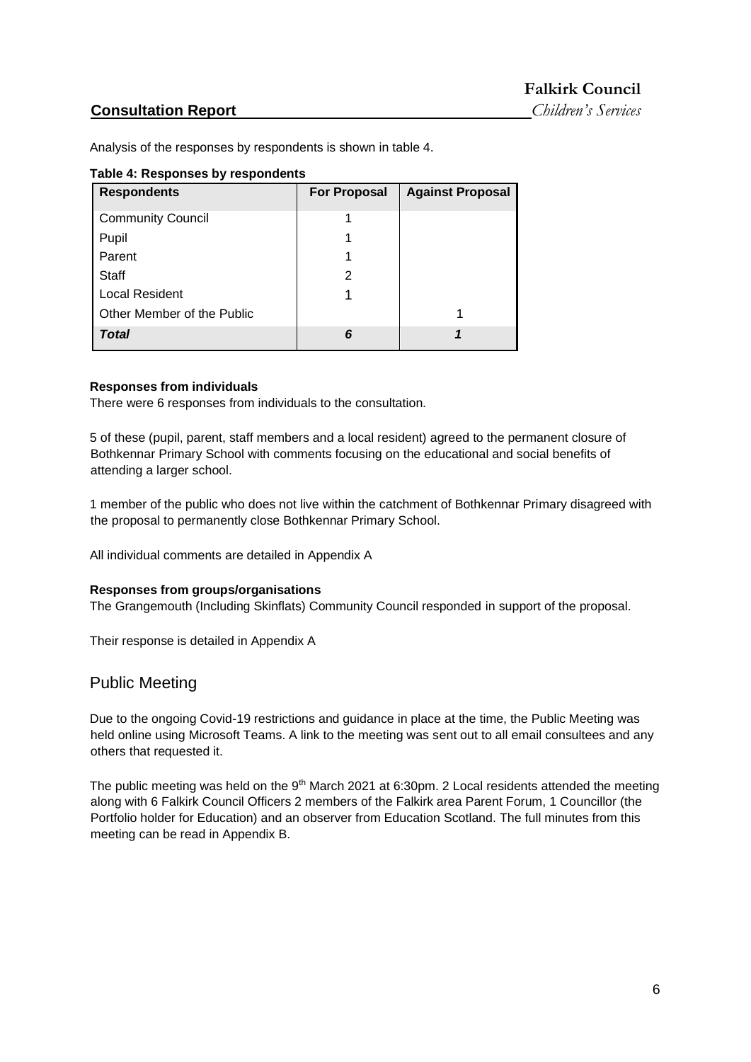Analysis of the responses by respondents is shown in table 4.

**Table 4: Responses by respondents**

| Respondents | For Proposal | Against Proposal |
|---|---|---|
| Community Council | 1 | |
| Pupil | 1 | |
| Parent | 1 | |
| Staff | 2 | |
| Local Resident | 1 | |
| Other Member of the Public | | 1 |
| ***Total*** | ***6*** | ***1*** |

**Responses from individuals**

There were 6 responses from individuals to the consultation.

5 of these (pupil, parent, staff members and a local resident) agreed to the permanent closure of Bothkennar Primary School with comments focusing on the educational and social benefits of attending a larger school.

1 member of the public who does not live within the catchment of Bothkennar Primary disagreed with the proposal to permanently close Bothkennar Primary School.

All individual comments are detailed in Appendix A

**Responses from groups/organisations**

The Grangemouth (Including Skinflats) Community Council responded in support of the proposal.

Their response is detailed in Appendix A

## Public Meeting

Due to the ongoing Covid-19 restrictions and guidance in place at the time, the Public Meeting was held online using Microsoft Teams. A link to the meeting was sent out to all email consultees and any others that requested it.

The public meeting was held on the 9th March 2021 at 6:30pm. 2 Local residents attended the meeting along with 6 Falkirk Council Officers 2 members of the Falkirk area Parent Forum, 1 Councillor (the Portfolio holder for Education) and an observer from Education Scotland. The full minutes from this meeting can be read in Appendix B.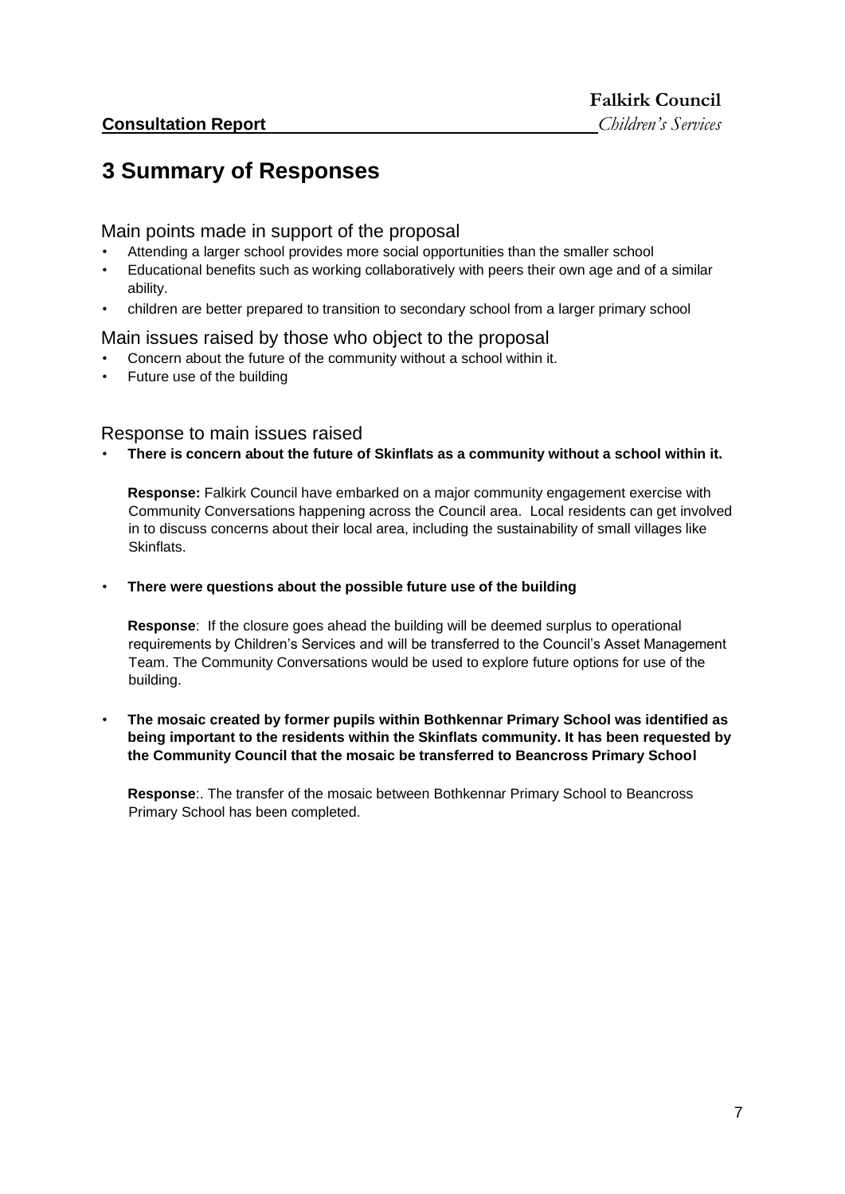# 3 Summary of Responses

## Main points made in support of the proposal

- Attending a larger school provides more social opportunities than the smaller school
- Educational benefits such as working collaboratively with peers their own age and of a similar ability.
- children are better prepared to transition to secondary school from a larger primary school

## Main issues raised by those who object to the proposal

- Concern about the future of the community without a school within it.
- Future use of the building

## Response to main issues raised

- **There is concern about the future of Skinflats as a community without a school within it.**

  **Response:** Falkirk Council have embarked on a major community engagement exercise with Community Conversations happening across the Council area. Local residents can get involved in to discuss concerns about their local area, including the sustainability of small villages like Skinflats.

- **There were questions about the possible future use of the building**

  **Response**: If the closure goes ahead the building will be deemed surplus to operational requirements by Children's Services and will be transferred to the Council's Asset Management Team. The Community Conversations would be used to explore future options for use of the building.

- **The mosaic created by former pupils within Bothkennar Primary School was identified as being important to the residents within the Skinflats community. It has been requested by the Community Council that the mosaic be transferred to Beancross Primary School**

  **Response**:. The transfer of the mosaic between Bothkennar Primary School to Beancross Primary School has been completed.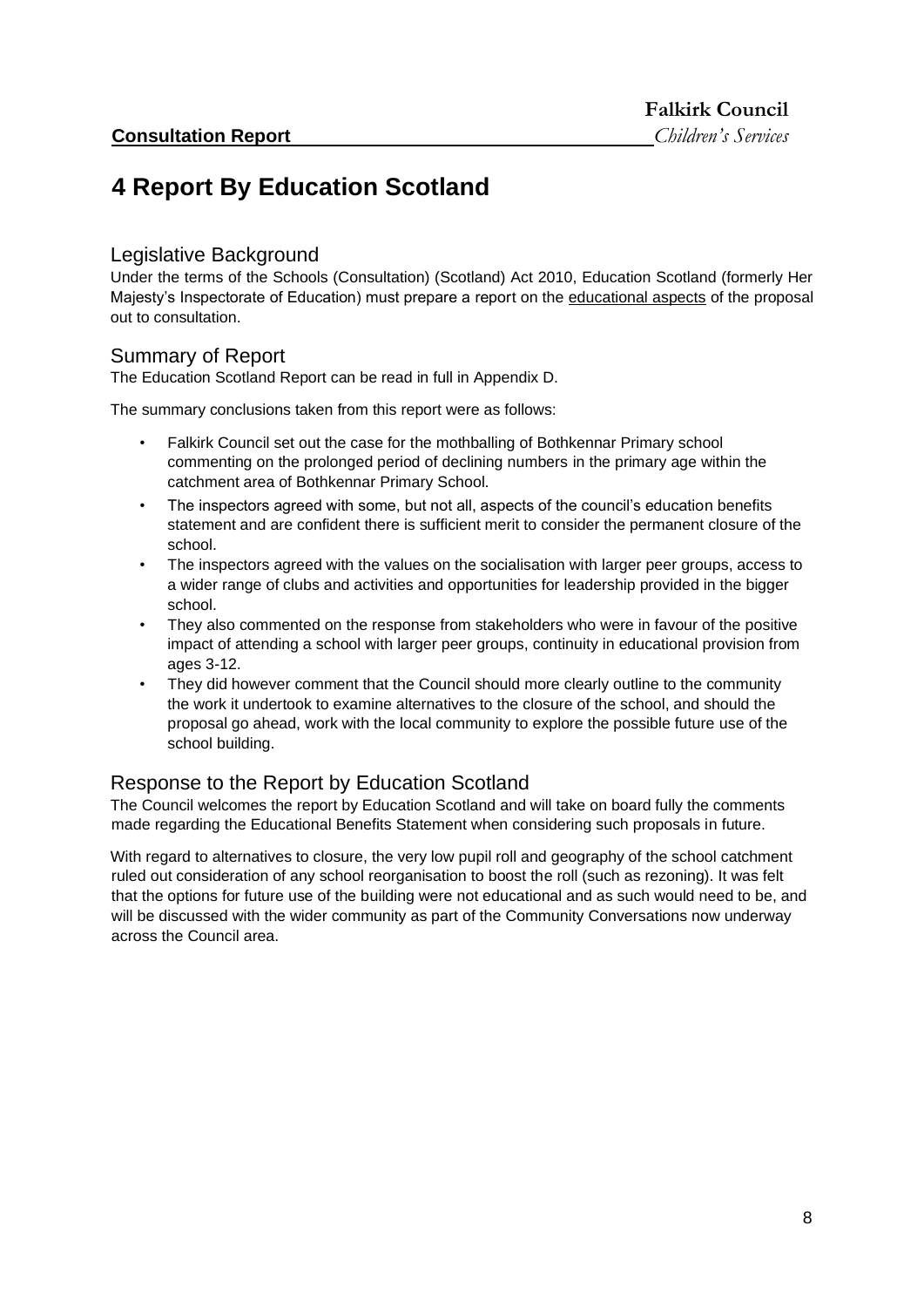# 4 Report By Education Scotland

## Legislative Background

Under the terms of the Schools (Consultation) (Scotland) Act 2010, Education Scotland (formerly Her Majesty's Inspectorate of Education) must prepare a report on the educational aspects of the proposal out to consultation.

## Summary of Report

The Education Scotland Report can be read in full in Appendix D.

The summary conclusions taken from this report were as follows:

- Falkirk Council set out the case for the mothballing of Bothkennar Primary school commenting on the prolonged period of declining numbers in the primary age within the catchment area of Bothkennar Primary School.
- The inspectors agreed with some, but not all, aspects of the council's education benefits statement and are confident there is sufficient merit to consider the permanent closure of the school.
- The inspectors agreed with the values on the socialisation with larger peer groups, access to a wider range of clubs and activities and opportunities for leadership provided in the bigger school.
- They also commented on the response from stakeholders who were in favour of the positive impact of attending a school with larger peer groups, continuity in educational provision from ages 3-12.
- They did however comment that the Council should more clearly outline to the community the work it undertook to examine alternatives to the closure of the school, and should the proposal go ahead, work with the local community to explore the possible future use of the school building.

## Response to the Report by Education Scotland

The Council welcomes the report by Education Scotland and will take on board fully the comments made regarding the Educational Benefits Statement when considering such proposals in future.

With regard to alternatives to closure, the very low pupil roll and geography of the school catchment ruled out consideration of any school reorganisation to boost the roll (such as rezoning). It was felt that the options for future use of the building were not educational and as such would need to be, and will be discussed with the wider community as part of the Community Conversations now underway across the Council area.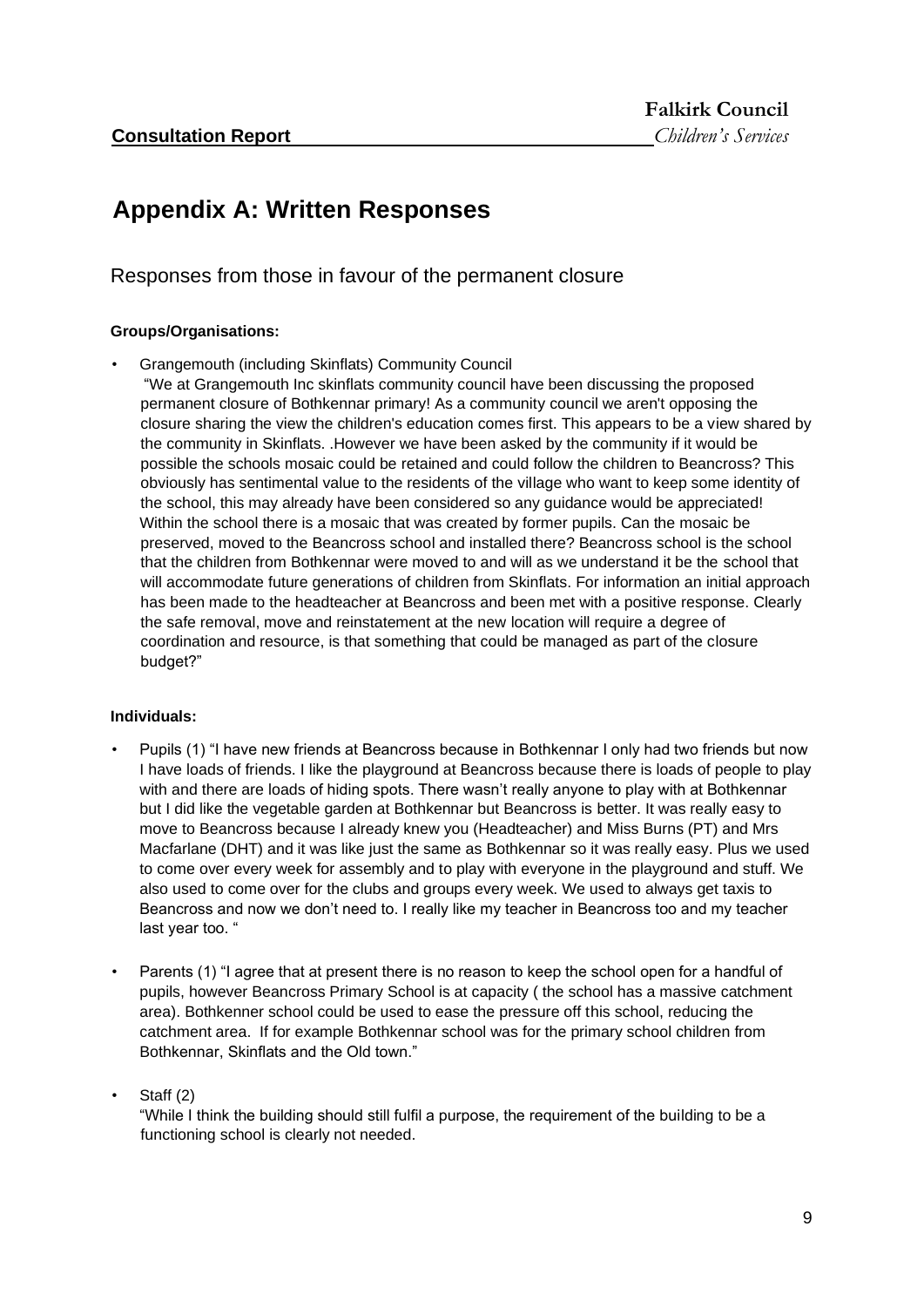# Appendix A: Written Responses

## Responses from those in favour of the permanent closure

**Groups/Organisations:**

- Grangemouth (including Skinflats) Community Council
  "We at Grangemouth Inc skinflats community council have been discussing the proposed permanent closure of Bothkennar primary! As a community council we aren't opposing the closure sharing the view the children's education comes first. This appears to be a view shared by the community in Skinflats. .However we have been asked by the community if it would be possible the schools mosaic could be retained and could follow the children to Beancross? This obviously has sentimental value to the residents of the village who want to keep some identity of the school, this may already have been considered so any guidance would be appreciated! Within the school there is a mosaic that was created by former pupils. Can the mosaic be preserved, moved to the Beancross school and installed there? Beancross school is the school that the children from Bothkennar were moved to and will as we understand it be the school that will accommodate future generations of children from Skinflats. For information an initial approach has been made to the headteacher at Beancross and been met with a positive response. Clearly the safe removal, move and reinstatement at the new location will require a degree of coordination and resource, is that something that could be managed as part of the closure budget?"

**Individuals:**

- Pupils (1) "I have new friends at Beancross because in Bothkennar I only had two friends but now I have loads of friends. I like the playground at Beancross because there is loads of people to play with and there are loads of hiding spots. There wasn't really anyone to play with at Bothkennar but I did like the vegetable garden at Bothkennar but Beancross is better. It was really easy to move to Beancross because I already knew you (Headteacher) and Miss Burns (PT) and Mrs Macfarlane (DHT) and it was like just the same as Bothkennar so it was really easy. Plus we used to come over every week for assembly and to play with everyone in the playground and stuff. We also used to come over for the clubs and groups every week. We used to always get taxis to Beancross and now we don't need to. I really like my teacher in Beancross too and my teacher last year too. "

- Parents (1) "I agree that at present there is no reason to keep the school open for a handful of pupils, however Beancross Primary School is at capacity ( the school has a massive catchment area). Bothkenner school could be used to ease the pressure off this school, reducing the catchment area. If for example Bothkennar school was for the primary school children from Bothkennar, Skinflats and the Old town."

- Staff (2)
  "While I think the building should still fulfil a purpose, the requirement of the building to be a functioning school is clearly not needed.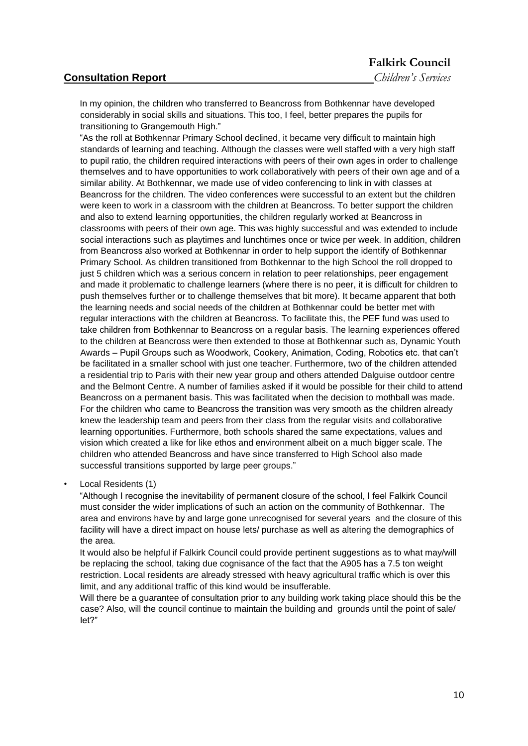In my opinion, the children who transferred to Beancross from Bothkennar have developed considerably in social skills and situations. This too, I feel, better prepares the pupils for transitioning to Grangemouth High."

"As the roll at Bothkennar Primary School declined, it became very difficult to maintain high standards of learning and teaching. Although the classes were well staffed with a very high staff to pupil ratio, the children required interactions with peers of their own ages in order to challenge themselves and to have opportunities to work collaboratively with peers of their own age and of a similar ability. At Bothkennar, we made use of video conferencing to link in with classes at Beancross for the children. The video conferences were successful to an extent but the children were keen to work in a classroom with the children at Beancross. To better support the children and also to extend learning opportunities, the children regularly worked at Beancross in classrooms with peers of their own age. This was highly successful and was extended to include social interactions such as playtimes and lunchtimes once or twice per week. In addition, children from Beancross also worked at Bothkennar in order to help support the identify of Bothkennar Primary School. As children transitioned from Bothkennar to the high School the roll dropped to just 5 children which was a serious concern in relation to peer relationships, peer engagement and made it problematic to challenge learners (where there is no peer, it is difficult for children to push themselves further or to challenge themselves that bit more). It became apparent that both the learning needs and social needs of the children at Bothkennar could be better met with regular interactions with the children at Beancross. To facilitate this, the PEF fund was used to take children from Bothkennar to Beancross on a regular basis. The learning experiences offered to the children at Beancross were then extended to those at Bothkennar such as, Dynamic Youth Awards – Pupil Groups such as Woodwork, Cookery, Animation, Coding, Robotics etc. that can't be facilitated in a smaller school with just one teacher. Furthermore, two of the children attended a residential trip to Paris with their new year group and others attended Dalguise outdoor centre and the Belmont Centre. A number of families asked if it would be possible for their child to attend Beancross on a permanent basis. This was facilitated when the decision to mothball was made. For the children who came to Beancross the transition was very smooth as the children already knew the leadership team and peers from their class from the regular visits and collaborative learning opportunities. Furthermore, both schools shared the same expectations, values and vision which created a like for like ethos and environment albeit on a much bigger scale. The children who attended Beancross and have since transferred to High School also made successful transitions supported by large peer groups."

- Local Residents (1)

  "Although I recognise the inevitability of permanent closure of the school, I feel Falkirk Council must consider the wider implications of such an action on the community of Bothkennar. The area and environs have by and large gone unrecognised for several years and the closure of this facility will have a direct impact on house lets/ purchase as well as altering the demographics of the area.

  It would also be helpful if Falkirk Council could provide pertinent suggestions as to what may/will be replacing the school, taking due cognisance of the fact that the A905 has a 7.5 ton weight restriction. Local residents are already stressed with heavy agricultural traffic which is over this limit, and any additional traffic of this kind would be insufferable.

  Will there be a guarantee of consultation prior to any building work taking place should this be the case? Also, will the council continue to maintain the building and grounds until the point of sale/ let?"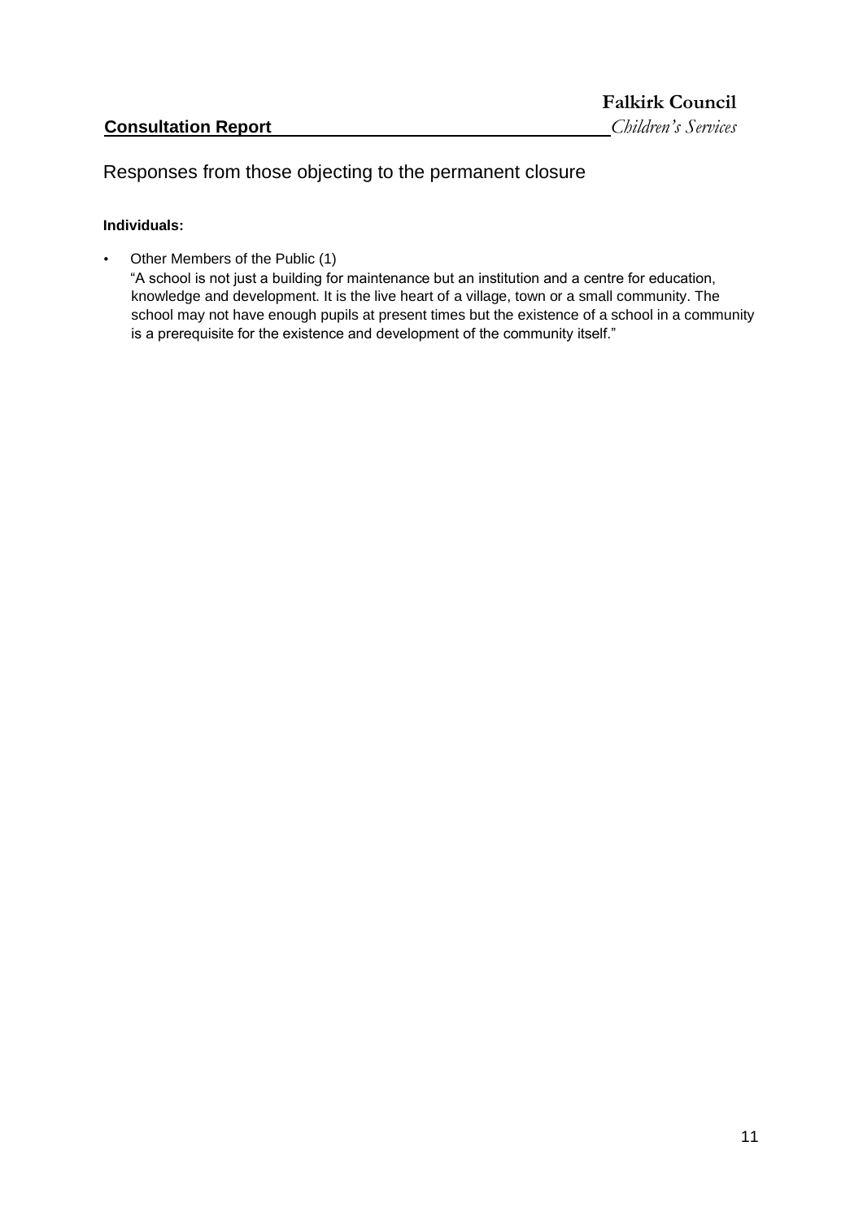## Responses from those objecting to the permanent closure

**Individuals:**

- Other Members of the Public (1)
  "A school is not just a building for maintenance but an institution and a centre for education, knowledge and development. It is the live heart of a village, town or a small community. The school may not have enough pupils at present times but the existence of a school in a community is a prerequisite for the existence and development of the community itself."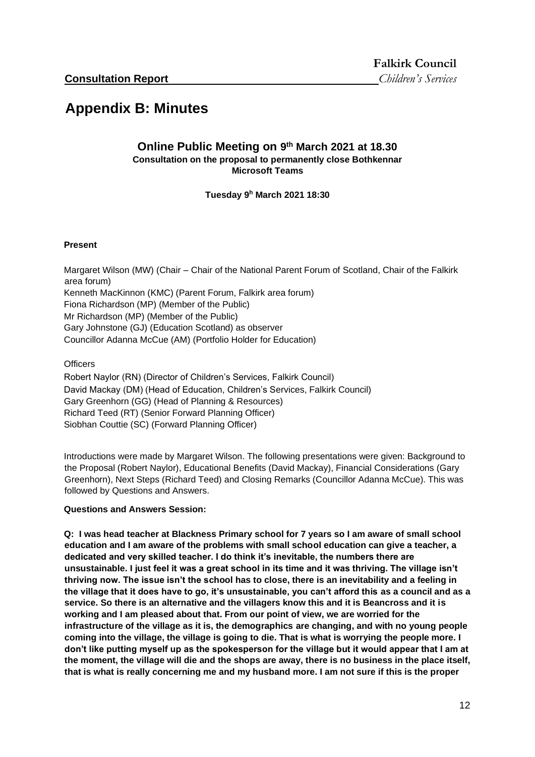# Appendix B: Minutes

## Online Public Meeting on 9th March 2021 at 18.30

**Consultation on the proposal to permanently close Bothkennar**
**Microsoft Teams**

**Tuesday 9h March 2021 18:30**

**Present**

Margaret Wilson (MW) (Chair – Chair of the National Parent Forum of Scotland, Chair of the Falkirk area forum)
Kenneth MacKinnon (KMC) (Parent Forum, Falkirk area forum)
Fiona Richardson (MP) (Member of the Public)
Mr Richardson (MP) (Member of the Public)
Gary Johnstone (GJ) (Education Scotland) as observer
Councillor Adanna McCue (AM) (Portfolio Holder for Education)

Officers

Robert Naylor (RN) (Director of Children's Services, Falkirk Council)
David Mackay (DM) (Head of Education, Children's Services, Falkirk Council)
Gary Greenhorn (GG) (Head of Planning & Resources)
Richard Teed (RT) (Senior Forward Planning Officer)
Siobhan Couttie (SC) (Forward Planning Officer)

Introductions were made by Margaret Wilson. The following presentations were given: Background to the Proposal (Robert Naylor), Educational Benefits (David Mackay), Financial Considerations (Gary Greenhorn), Next Steps (Richard Teed) and Closing Remarks (Councillor Adanna McCue). This was followed by Questions and Answers.

**Questions and Answers Session:**

**Q: I was head teacher at Blackness Primary school for 7 years so I am aware of small school education and I am aware of the problems with small school education can give a teacher, a dedicated and very skilled teacher. I do think it's inevitable, the numbers there are unsustainable. I just feel it was a great school in its time and it was thriving. The village isn't thriving now. The issue isn't the school has to close, there is an inevitability and a feeling in the village that it does have to go, it's unsustainable, you can't afford this as a council and as a service. So there is an alternative and the villagers know this and it is Beancross and it is working and I am pleased about that. From our point of view, we are worried for the infrastructure of the village as it is, the demographics are changing, and with no young people coming into the village, the village is going to die. That is what is worrying the people more. I don't like putting myself up as the spokesperson for the village but it would appear that I am at the moment, the village will die and the shops are away, there is no business in the place itself, that is what is really concerning me and my husband more. I am not sure if this is the proper**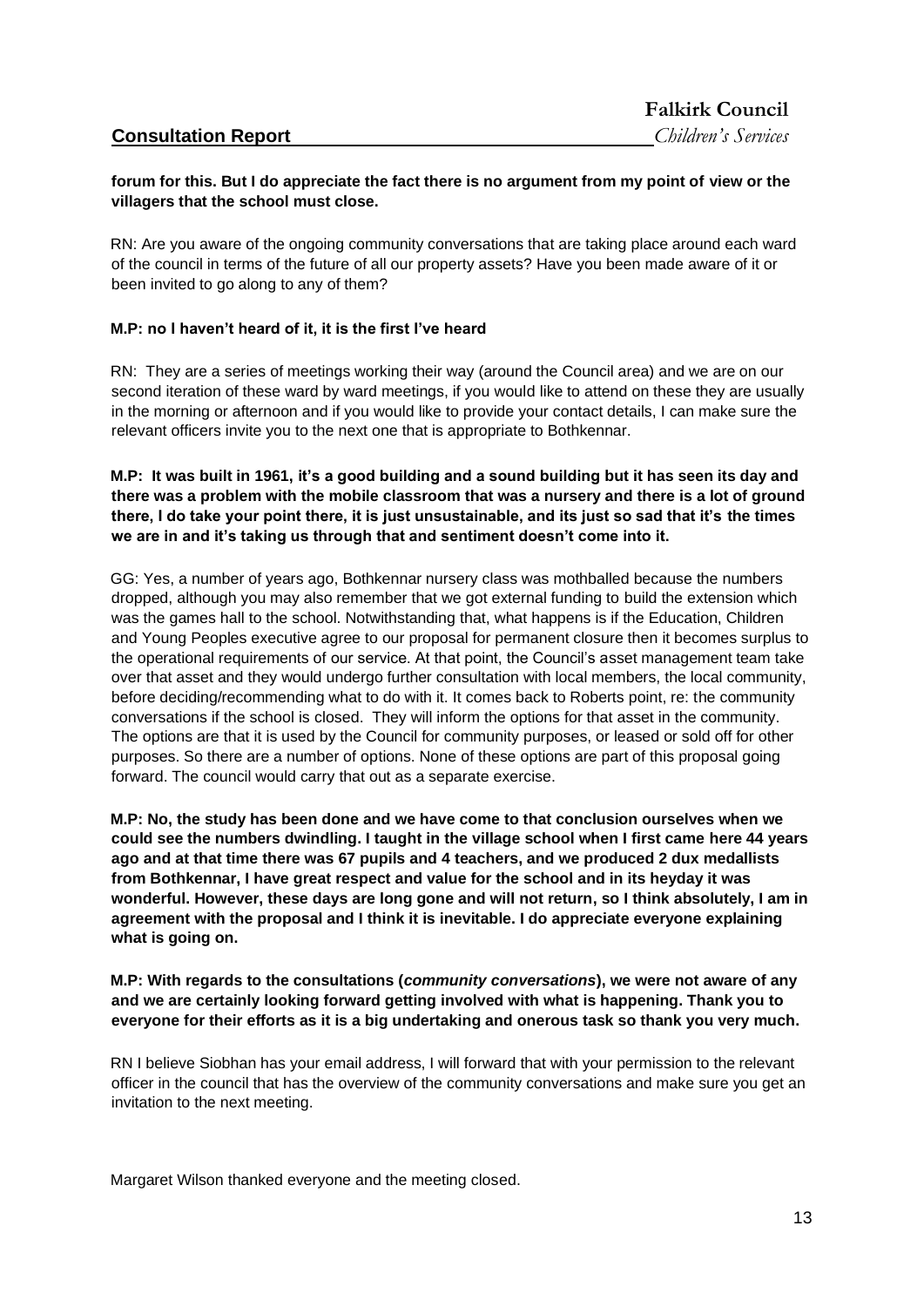**forum for this. But I do appreciate the fact there is no argument from my point of view or the villagers that the school must close.**

RN: Are you aware of the ongoing community conversations that are taking place around each ward of the council in terms of the future of all our property assets? Have you been made aware of it or been invited to go along to any of them?

**M.P: no I haven't heard of it, it is the first I've heard**

RN: They are a series of meetings working their way (around the Council area) and we are on our second iteration of these ward by ward meetings, if you would like to attend on these they are usually in the morning or afternoon and if you would like to provide your contact details, I can make sure the relevant officers invite you to the next one that is appropriate to Bothkennar.

**M.P: It was built in 1961, it's a good building and a sound building but it has seen its day and there was a problem with the mobile classroom that was a nursery and there is a lot of ground there, I do take your point there, it is just unsustainable, and its just so sad that it's the times we are in and it's taking us through that and sentiment doesn't come into it.**

GG: Yes, a number of years ago, Bothkennar nursery class was mothballed because the numbers dropped, although you may also remember that we got external funding to build the extension which was the games hall to the school. Notwithstanding that, what happens is if the Education, Children and Young Peoples executive agree to our proposal for permanent closure then it becomes surplus to the operational requirements of our service. At that point, the Council's asset management team take over that asset and they would undergo further consultation with local members, the local community, before deciding/recommending what to do with it. It comes back to Roberts point, re: the community conversations if the school is closed. They will inform the options for that asset in the community. The options are that it is used by the Council for community purposes, or leased or sold off for other purposes. So there are a number of options. None of these options are part of this proposal going forward. The council would carry that out as a separate exercise.

**M.P: No, the study has been done and we have come to that conclusion ourselves when we could see the numbers dwindling. I taught in the village school when I first came here 44 years ago and at that time there was 67 pupils and 4 teachers, and we produced 2 dux medallists from Bothkennar, I have great respect and value for the school and in its heyday it was wonderful. However, these days are long gone and will not return, so I think absolutely, I am in agreement with the proposal and I think it is inevitable. I do appreciate everyone explaining what is going on.**

**M.P: With regards to the consultations (*community conversations*), we were not aware of any and we are certainly looking forward getting involved with what is happening. Thank you to everyone for their efforts as it is a big undertaking and onerous task so thank you very much.**

RN I believe Siobhan has your email address, I will forward that with your permission to the relevant officer in the council that has the overview of the community conversations and make sure you get an invitation to the next meeting.

Margaret Wilson thanked everyone and the meeting closed.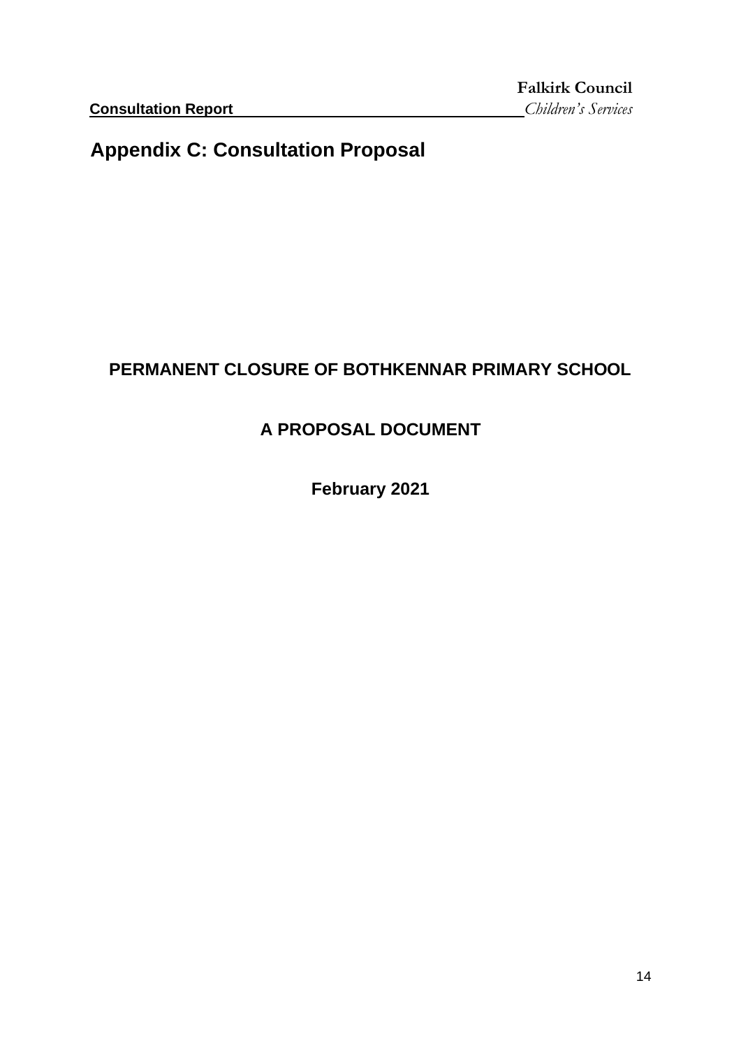# Appendix C: Consultation Proposal

## PERMANENT CLOSURE OF BOTHKENNAR PRIMARY SCHOOL

## A PROPOSAL DOCUMENT

**February 2021**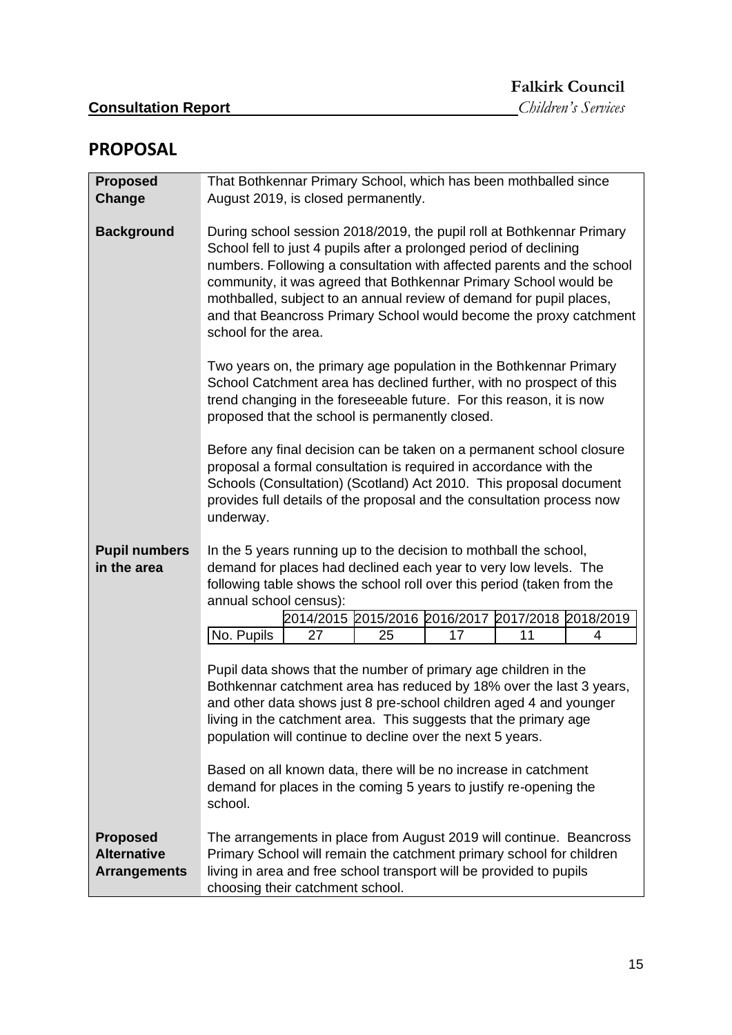## PROPOSAL

**Proposed Change**

That Bothkennar Primary School, which has been mothballed since August 2019, is closed permanently.

**Background**

During school session 2018/2019, the pupil roll at Bothkennar Primary School fell to just 4 pupils after a prolonged period of declining numbers. Following a consultation with affected parents and the school community, it was agreed that Bothkennar Primary School would be mothballed, subject to an annual review of demand for pupil places, and that Beancross Primary School would become the proxy catchment school for the area.

Two years on, the primary age population in the Bothkennar Primary School Catchment area has declined further, with no prospect of this trend changing in the foreseeable future. For this reason, it is now proposed that the school is permanently closed.

Before any final decision can be taken on a permanent school closure proposal a formal consultation is required in accordance with the Schools (Consultation) (Scotland) Act 2010. This proposal document provides full details of the proposal and the consultation process now underway.

**Pupil numbers in the area**

In the 5 years running up to the decision to mothball the school, demand for places had declined each year to very low levels. The following table shows the school roll over this period (taken from the annual school census):

| | 2014/2015 | 2015/2016 | 2016/2017 | 2017/2018 | 2018/2019 |
|---|---|---|---|---|---|
| No. Pupils | 27 | 25 | 17 | 11 | 4 |

Pupil data shows that the number of primary age children in the Bothkennar catchment area has reduced by 18% over the last 3 years, and other data shows just 8 pre-school children aged 4 and younger living in the catchment area. This suggests that the primary age population will continue to decline over the next 5 years.

Based on all known data, there will be no increase in catchment demand for places in the coming 5 years to justify re-opening the school.

**Proposed Alternative Arrangements**

The arrangements in place from August 2019 will continue. Beancross Primary School will remain the catchment primary school for children living in area and free school transport will be provided to pupils choosing their catchment school.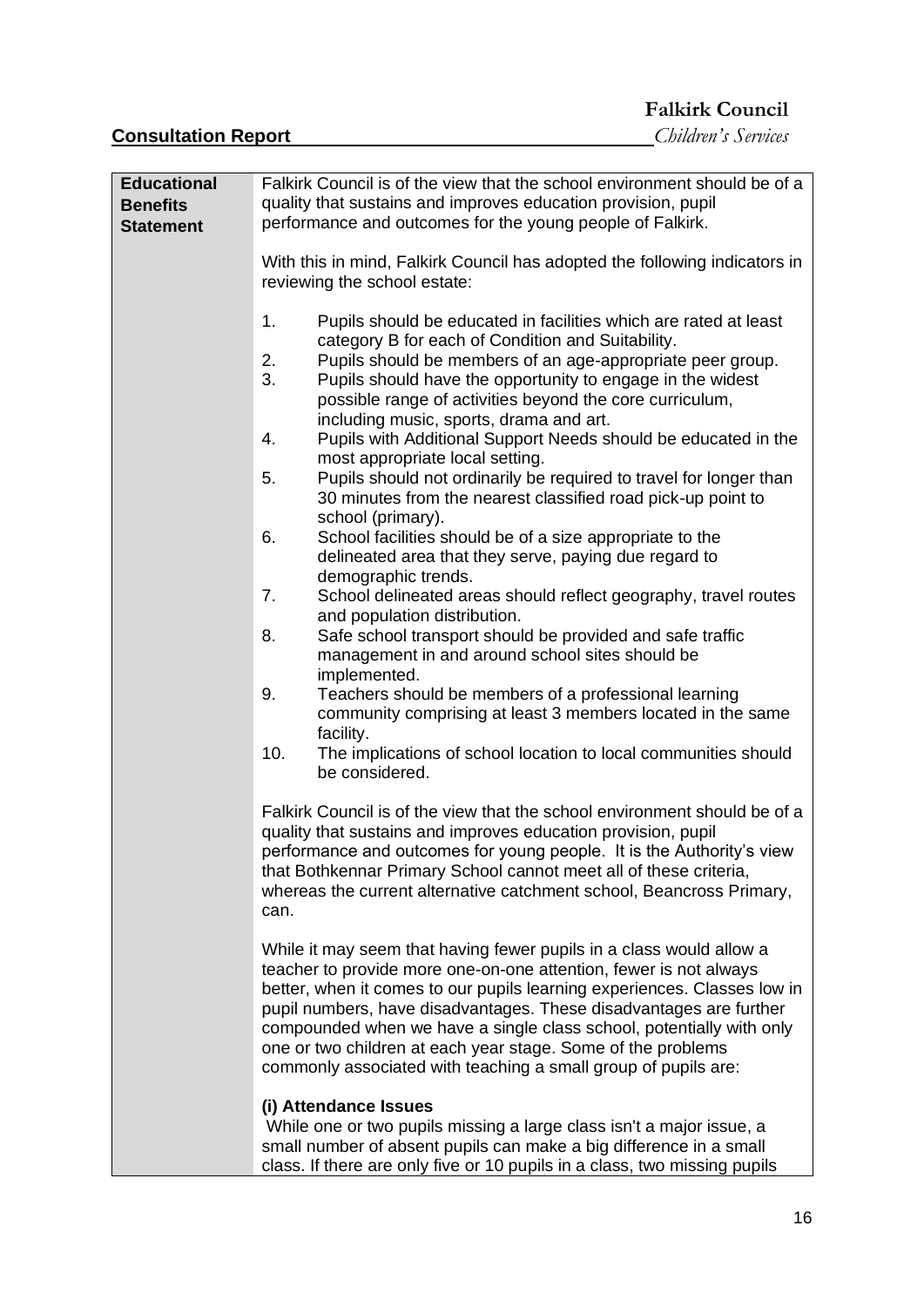| **Educational Benefits Statement** | Falkirk Council is of the view that the school environment should be of a quality that sustains and improves education provision, pupil performance and outcomes for the young people of Falkirk.<br><br>With this in mind, Falkirk Council has adopted the following indicators in reviewing the school estate:<br><br>1. Pupils should be educated in facilities which are rated at least category B for each of Condition and Suitability.<br>2. Pupils should be members of an age-appropriate peer group.<br>3. Pupils should have the opportunity to engage in the widest possible range of activities beyond the core curriculum, including music, sports, drama and art.<br>4. Pupils with Additional Support Needs should be educated in the most appropriate local setting.<br>5. Pupils should not ordinarily be required to travel for longer than 30 minutes from the nearest classified road pick-up point to school (primary).<br>6. School facilities should be of a size appropriate to the delineated area that they serve, paying due regard to demographic trends.<br>7. School delineated areas should reflect geography, travel routes and population distribution.<br>8. Safe school transport should be provided and safe traffic management in and around school sites should be implemented.<br>9. Teachers should be members of a professional learning community comprising at least 3 members located in the same facility.<br>10. The implications of school location to local communities should be considered.<br><br>Falkirk Council is of the view that the school environment should be of a quality that sustains and improves education provision, pupil performance and outcomes for young people. It is the Authority's view that Bothkennar Primary School cannot meet all of these criteria, whereas the current alternative catchment school, Beancross Primary, can.<br><br>While it may seem that having fewer pupils in a class would allow a teacher to provide more one-on-one attention, fewer is not always better, when it comes to our pupils learning experiences. Classes low in pupil numbers, have disadvantages. These disadvantages are further compounded when we have a single class school, potentially with only one or two children at each year stage. Some of the problems commonly associated with teaching a small group of pupils are:<br><br>**(i) Attendance Issues**<br>While one or two pupils missing a large class isn't a major issue, a small number of absent pupils can make a big difference in a small class. If there are only five or 10 pupils in a class, two missing pupils |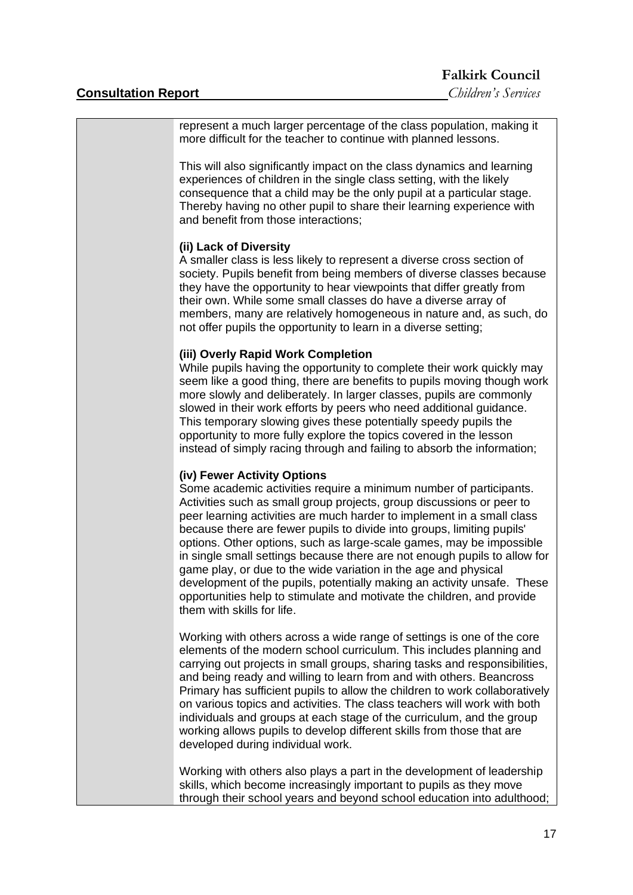represent a much larger percentage of the class population, making it more difficult for the teacher to continue with planned lessons.

This will also significantly impact on the class dynamics and learning experiences of children in the single class setting, with the likely consequence that a child may be the only pupil at a particular stage. Thereby having no other pupil to share their learning experience with and benefit from those interactions;

**(ii) Lack of Diversity**
A smaller class is less likely to represent a diverse cross section of society. Pupils benefit from being members of diverse classes because they have the opportunity to hear viewpoints that differ greatly from their own. While some small classes do have a diverse array of members, many are relatively homogeneous in nature and, as such, do not offer pupils the opportunity to learn in a diverse setting;

**(iii) Overly Rapid Work Completion**
While pupils having the opportunity to complete their work quickly may seem like a good thing, there are benefits to pupils moving though work more slowly and deliberately. In larger classes, pupils are commonly slowed in their work efforts by peers who need additional guidance. This temporary slowing gives these potentially speedy pupils the opportunity to more fully explore the topics covered in the lesson instead of simply racing through and failing to absorb the information;

**(iv) Fewer Activity Options**
Some academic activities require a minimum number of participants. Activities such as small group projects, group discussions or peer to peer learning activities are much harder to implement in a small class because there are fewer pupils to divide into groups, limiting pupils' options. Other options, such as large-scale games, may be impossible in single small settings because there are not enough pupils to allow for game play, or due to the wide variation in the age and physical development of the pupils, potentially making an activity unsafe. These opportunities help to stimulate and motivate the children, and provide them with skills for life.

Working with others across a wide range of settings is one of the core elements of the modern school curriculum. This includes planning and carrying out projects in small groups, sharing tasks and responsibilities, and being ready and willing to learn from and with others. Beancross Primary has sufficient pupils to allow the children to work collaboratively on various topics and activities. The class teachers will work with both individuals and groups at each stage of the curriculum, and the group working allows pupils to develop different skills from those that are developed during individual work.

Working with others also plays a part in the development of leadership skills, which become increasingly important to pupils as they move through their school years and beyond school education into adulthood;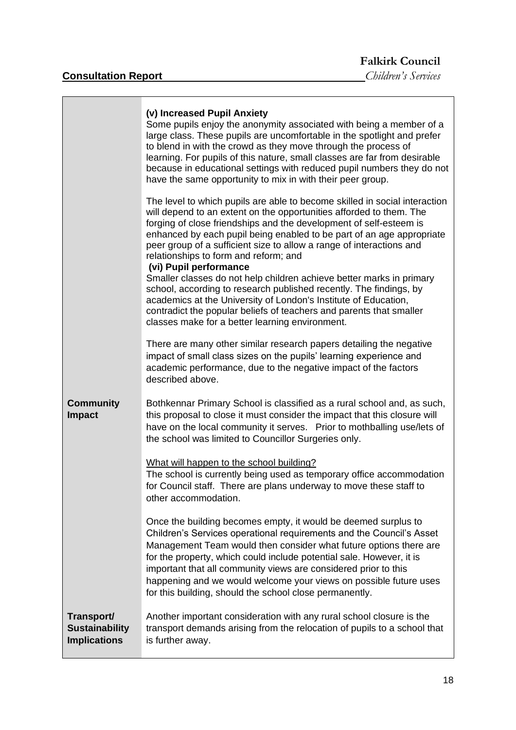| | |
|---|---|
| | **(v) Increased Pupil Anxiety**<br>Some pupils enjoy the anonymity associated with being a member of a large class. These pupils are uncomfortable in the spotlight and prefer to blend in with the crowd as they move through the process of learning. For pupils of this nature, small classes are far from desirable because in educational settings with reduced pupil numbers they do not have the same opportunity to mix in with their peer group.<br><br>The level to which pupils are able to become skilled in social interaction will depend to an extent on the opportunities afforded to them. The forging of close friendships and the development of self-esteem is enhanced by each pupil being enabled to be part of an age appropriate peer group of a sufficient size to allow a range of interactions and relationships to form and reform; and<br>**(vi) Pupil performance**<br>Smaller classes do not help children achieve better marks in primary school, according to research published recently. The findings, by academics at the University of London's Institute of Education, contradict the popular beliefs of teachers and parents that smaller classes make for a better learning environment.<br><br>There are many other similar research papers detailing the negative impact of small class sizes on the pupils' learning experience and academic performance, due to the negative impact of the factors described above. |
| **Community Impact** | Bothkennar Primary School is classified as a rural school and, as such, this proposal to close it must consider the impact that this closure will have on the local community it serves. Prior to mothballing use/lets of the school was limited to Councillor Surgeries only.<br><br><u>What will happen to the school building?</u><br>The school is currently being used as temporary office accommodation for Council staff. There are plans underway to move these staff to other accommodation.<br><br>Once the building becomes empty, it would be deemed surplus to Children's Services operational requirements and the Council's Asset Management Team would then consider what future options there are for the property, which could include potential sale. However, it is important that all community views are considered prior to this happening and we would welcome your views on possible future uses for this building, should the school close permanently. |
| **Transport/ Sustainability Implications** | Another important consideration with any rural school closure is the transport demands arising from the relocation of pupils to a school that is further away. |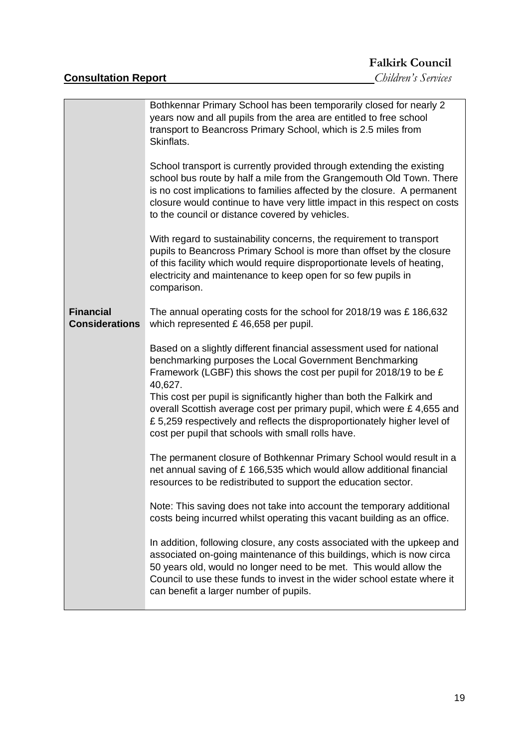| | |
|---|---|
| | Bothkennar Primary School has been temporarily closed for nearly 2 years now and all pupils from the area are entitled to free school transport to Beancross Primary School, which is 2.5 miles from Skinflats.<br><br>School transport is currently provided through extending the existing school bus route by half a mile from the Grangemouth Old Town. There is no cost implications to families affected by the closure. A permanent closure would continue to have very little impact in this respect on costs to the council or distance covered by vehicles.<br><br>With regard to sustainability concerns, the requirement to transport pupils to Beancross Primary School is more than offset by the closure of this facility which would require disproportionate levels of heating, electricity and maintenance to keep open for so few pupils in comparison. |
| **Financial Considerations** | The annual operating costs for the school for 2018/19 was £ 186,632 which represented £ 46,658 per pupil.<br><br>Based on a slightly different financial assessment used for national benchmarking purposes the Local Government Benchmarking Framework (LGBF) this shows the cost per pupil for 2018/19 to be £ 40,627.<br>This cost per pupil is significantly higher than both the Falkirk and overall Scottish average cost per primary pupil, which were £ 4,655 and £ 5,259 respectively and reflects the disproportionately higher level of cost per pupil that schools with small rolls have.<br><br>The permanent closure of Bothkennar Primary School would result in a net annual saving of £ 166,535 which would allow additional financial resources to be redistributed to support the education sector.<br><br>Note: This saving does not take into account the temporary additional costs being incurred whilst operating this vacant building as an office.<br><br>In addition, following closure, any costs associated with the upkeep and associated on-going maintenance of this buildings, which is now circa 50 years old, would no longer need to be met. This would allow the Council to use these funds to invest in the wider school estate where it can benefit a larger number of pupils. |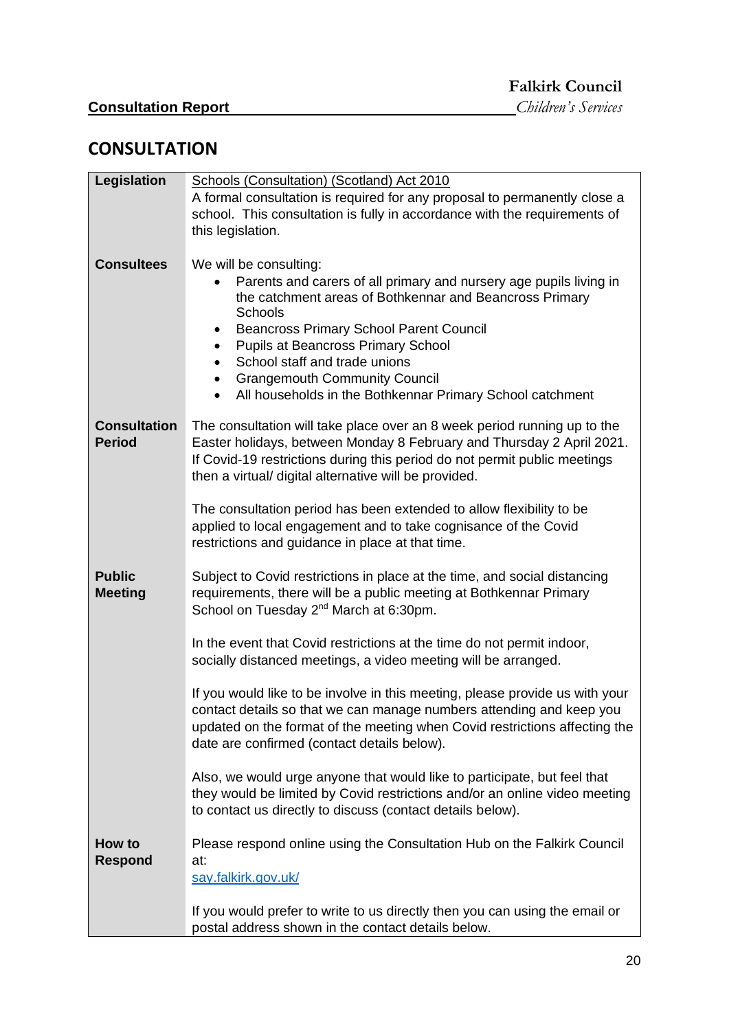## CONSULTATION

| | |
|---|---|
| **Legislation** | Schools (Consultation) (Scotland) Act 2010<br>A formal consultation is required for any proposal to permanently close a school. This consultation is fully in accordance with the requirements of this legislation. |
| **Consultees** | We will be consulting:<br>• Parents and carers of all primary and nursery age pupils living in the catchment areas of Bothkennar and Beancross Primary Schools<br>• Beancross Primary School Parent Council<br>• Pupils at Beancross Primary School<br>• School staff and trade unions<br>• Grangemouth Community Council<br>• All households in the Bothkennar Primary School catchment |
| **Consultation Period** | The consultation will take place over an 8 week period running up to the Easter holidays, between Monday 8 February and Thursday 2 April 2021. If Covid-19 restrictions during this period do not permit public meetings then a virtual/ digital alternative will be provided.<br><br>The consultation period has been extended to allow flexibility to be applied to local engagement and to take cognisance of the Covid restrictions and guidance in place at that time. |
| **Public Meeting** | Subject to Covid restrictions in place at the time, and social distancing requirements, there will be a public meeting at Bothkennar Primary School on Tuesday 2nd March at 6:30pm.<br><br>In the event that Covid restrictions at the time do not permit indoor, socially distanced meetings, a video meeting will be arranged.<br><br>If you would like to be involve in this meeting, please provide us with your contact details so that we can manage numbers attending and keep you updated on the format of the meeting when Covid restrictions affecting the date are confirmed (contact details below).<br><br>Also, we would urge anyone that would like to participate, but feel that they would be limited by Covid restrictions and/or an online video meeting to contact us directly to discuss (contact details below). |
| **How to Respond** | Please respond online using the Consultation Hub on the Falkirk Council at:<br>say.falkirk.gov.uk/<br><br>If you would prefer to write to us directly then you can using the email or postal address shown in the contact details below. |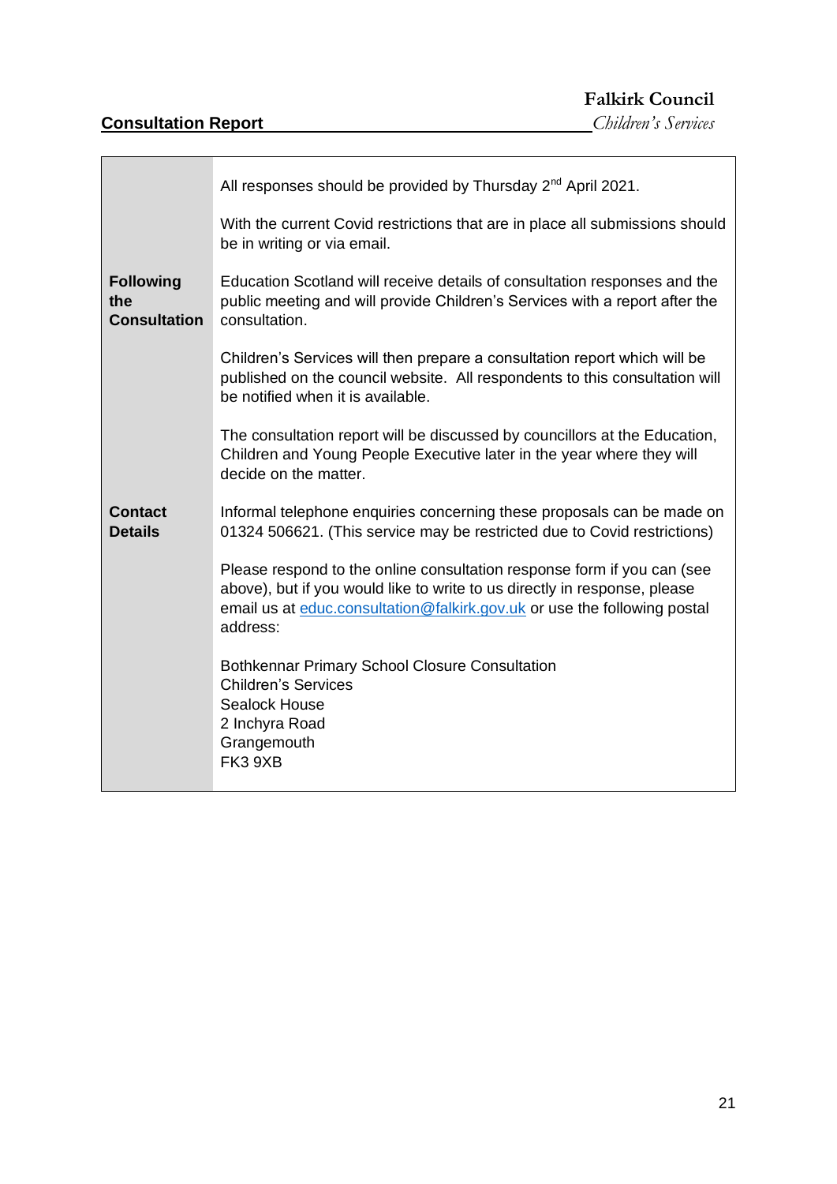| | |
|---|---|
| | All responses should be provided by Thursday 2nd April 2021.<br><br>With the current Covid restrictions that are in place all submissions should be in writing or via email. |
| **Following the Consultation** | Education Scotland will receive details of consultation responses and the public meeting and will provide Children's Services with a report after the consultation.<br><br>Children's Services will then prepare a consultation report which will be published on the council website. All respondents to this consultation will be notified when it is available.<br><br>The consultation report will be discussed by councillors at the Education, Children and Young People Executive later in the year where they will decide on the matter. |
| **Contact Details** | Informal telephone enquiries concerning these proposals can be made on 01324 506621. (This service may be restricted due to Covid restrictions)<br><br>Please respond to the online consultation response form if you can (see above), but if you would like to write to us directly in response, please email us at educ.consultation@falkirk.gov.uk or use the following postal address:<br><br>Bothkennar Primary School Closure Consultation<br>Children's Services<br>Sealock House<br>2 Inchyra Road<br>Grangemouth<br>FK3 9XB |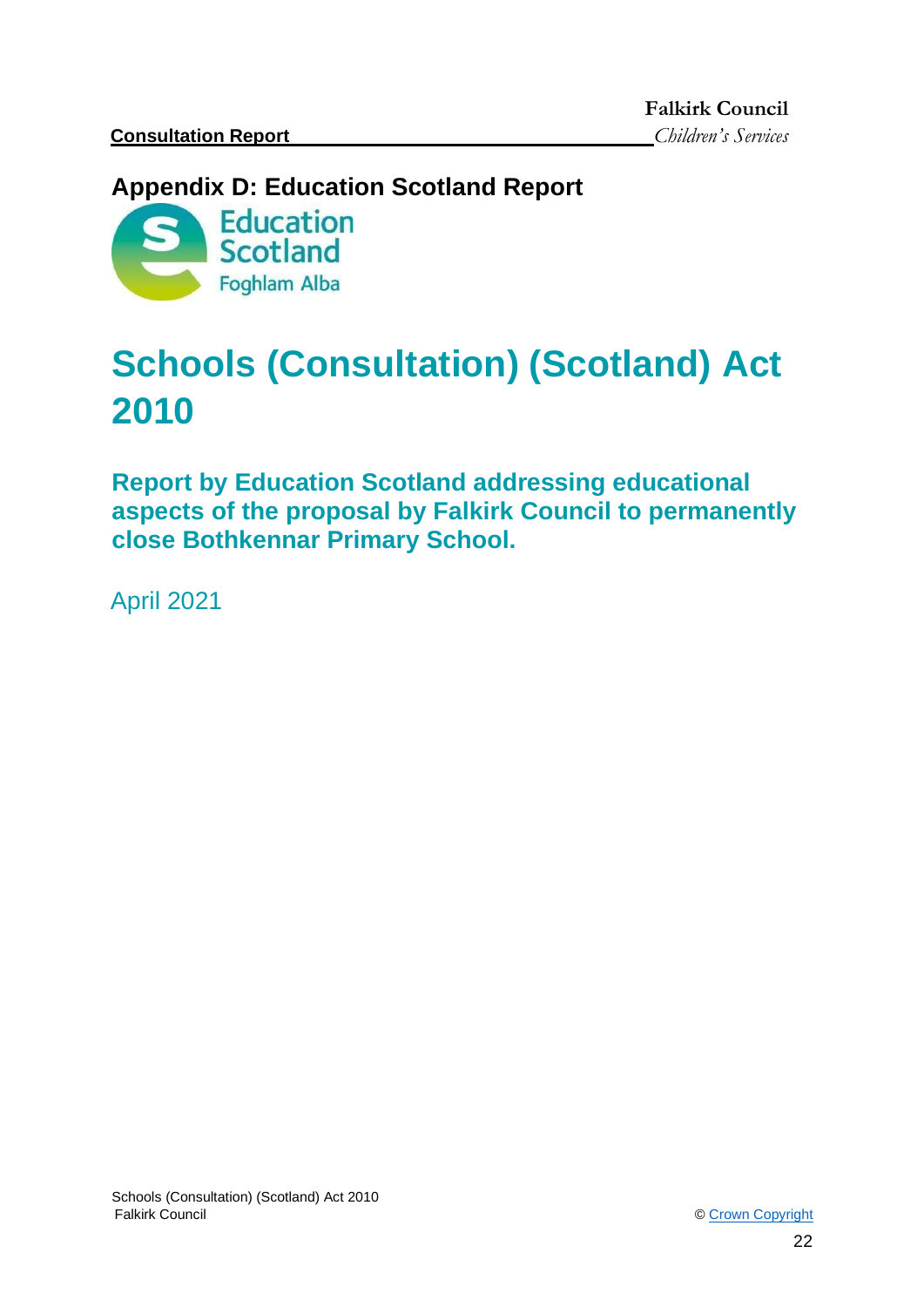## Appendix D: Education Scotland Report

Education Scotland
Foghlam Alba

# Schools (Consultation) (Scotland) Act 2010

### Report by Education Scotland addressing educational aspects of the proposal by Falkirk Council to permanently close Bothkennar Primary School.

April 2021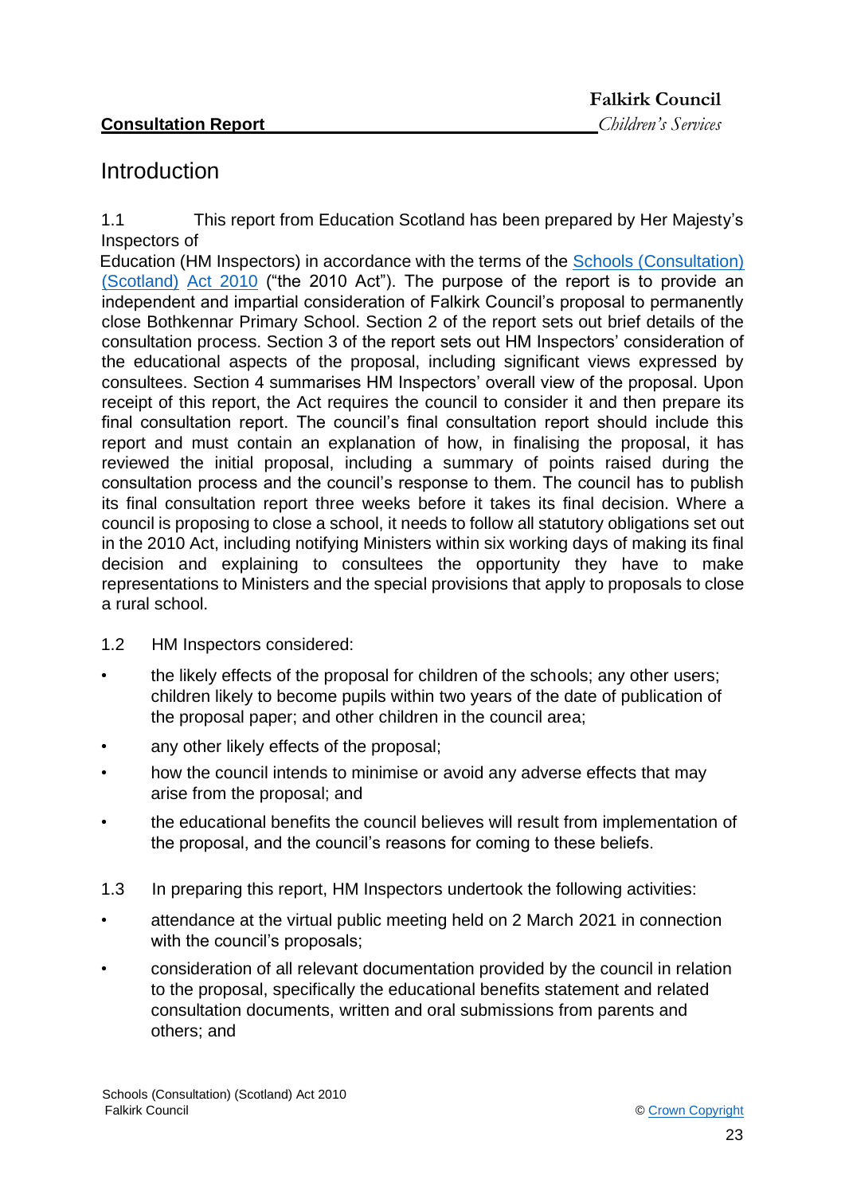# Introduction

1.1 This report from Education Scotland has been prepared by Her Majesty's Inspectors of Education (HM Inspectors) in accordance with the terms of the [Schools (Consultation) (Scotland) Act 2010](#) ("the 2010 Act"). The purpose of the report is to provide an independent and impartial consideration of Falkirk Council's proposal to permanently close Bothkennar Primary School. Section 2 of the report sets out brief details of the consultation process. Section 3 of the report sets out HM Inspectors' consideration of the educational aspects of the proposal, including significant views expressed by consultees. Section 4 summarises HM Inspectors' overall view of the proposal. Upon receipt of this report, the Act requires the council to consider it and then prepare its final consultation report. The council's final consultation report should include this report and must contain an explanation of how, in finalising the proposal, it has reviewed the initial proposal, including a summary of points raised during the consultation process and the council's response to them. The council has to publish its final consultation report three weeks before it takes its final decision. Where a council is proposing to close a school, it needs to follow all statutory obligations set out in the 2010 Act, including notifying Ministers within six working days of making its final decision and explaining to consultees the opportunity they have to make representations to Ministers and the special provisions that apply to proposals to close a rural school.

1.2 HM Inspectors considered:

- the likely effects of the proposal for children of the schools; any other users; children likely to become pupils within two years of the date of publication of the proposal paper; and other children in the council area;
- any other likely effects of the proposal;
- how the council intends to minimise or avoid any adverse effects that may arise from the proposal; and
- the educational benefits the council believes will result from implementation of the proposal, and the council's reasons for coming to these beliefs.

1.3 In preparing this report, HM Inspectors undertook the following activities:

- attendance at the virtual public meeting held on 2 March 2021 in connection with the council's proposals;
- consideration of all relevant documentation provided by the council in relation to the proposal, specifically the educational benefits statement and related consultation documents, written and oral submissions from parents and others; and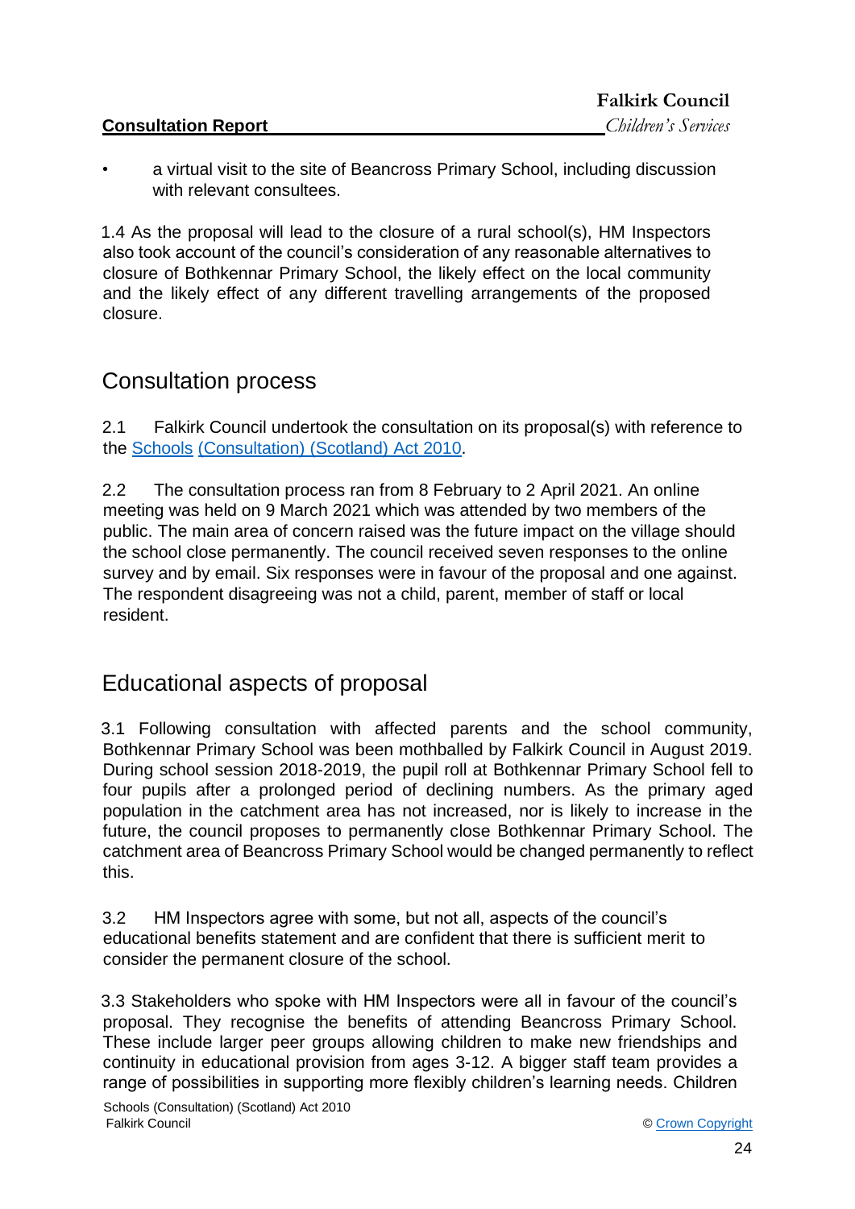- a virtual visit to the site of Beancross Primary School, including discussion with relevant consultees.

1.4 As the proposal will lead to the closure of a rural school(s), HM Inspectors also took account of the council's consideration of any reasonable alternatives to closure of Bothkennar Primary School, the likely effect on the local community and the likely effect of any different travelling arrangements of the proposed closure.

## Consultation process

2.1 Falkirk Council undertook the consultation on its proposal(s) with reference to the [Schools (Consultation) (Scotland) Act 2010](#).

2.2 The consultation process ran from 8 February to 2 April 2021. An online meeting was held on 9 March 2021 which was attended by two members of the public. The main area of concern raised was the future impact on the village should the school close permanently. The council received seven responses to the online survey and by email. Six responses were in favour of the proposal and one against. The respondent disagreeing was not a child, parent, member of staff or local resident.

## Educational aspects of proposal

3.1 Following consultation with affected parents and the school community, Bothkennar Primary School was been mothballed by Falkirk Council in August 2019. During school session 2018-2019, the pupil roll at Bothkennar Primary School fell to four pupils after a prolonged period of declining numbers. As the primary aged population in the catchment area has not increased, nor is likely to increase in the future, the council proposes to permanently close Bothkennar Primary School. The catchment area of Beancross Primary School would be changed permanently to reflect this.

3.2 HM Inspectors agree with some, but not all, aspects of the council's educational benefits statement and are confident that there is sufficient merit to consider the permanent closure of the school.

3.3 Stakeholders who spoke with HM Inspectors were all in favour of the council's proposal. They recognise the benefits of attending Beancross Primary School. These include larger peer groups allowing children to make new friendships and continuity in educational provision from ages 3-12. A bigger staff team provides a range of possibilities in supporting more flexibly children's learning needs. Children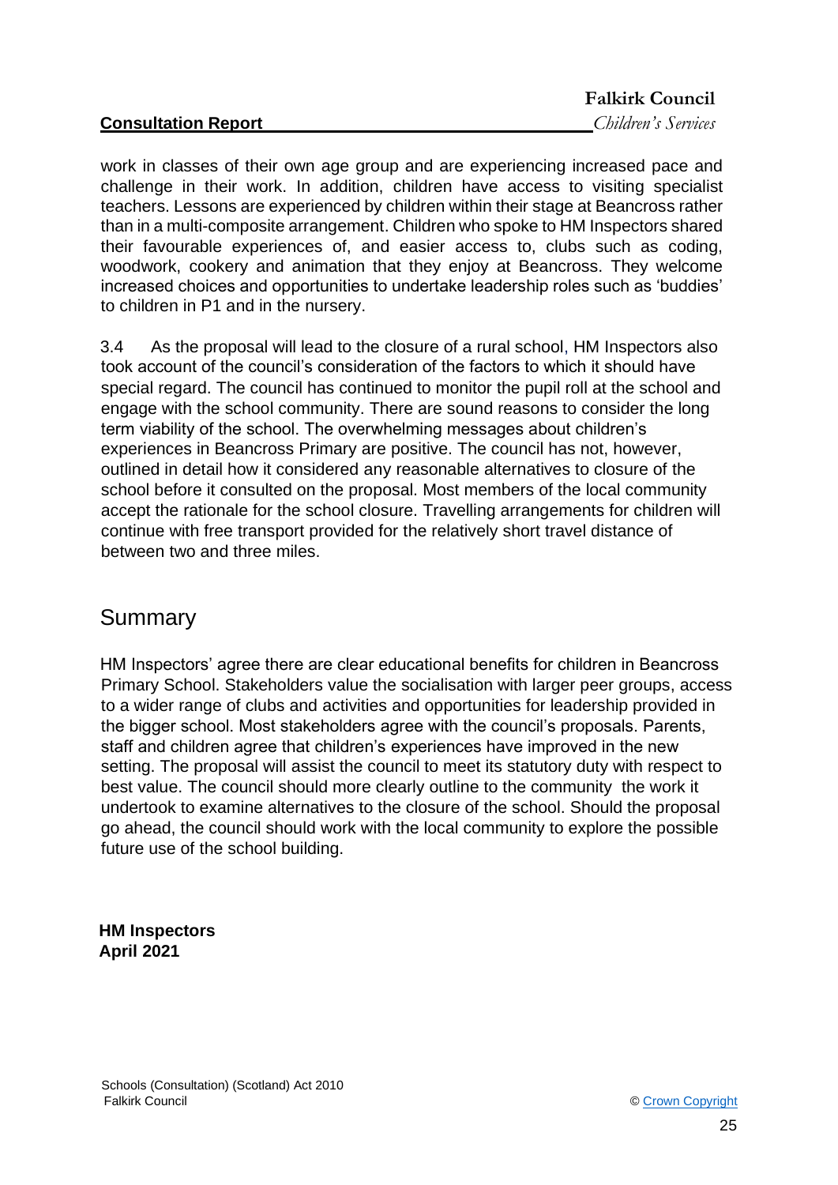work in classes of their own age group and are experiencing increased pace and challenge in their work. In addition, children have access to visiting specialist teachers. Lessons are experienced by children within their stage at Beancross rather than in a multi-composite arrangement. Children who spoke to HM Inspectors shared their favourable experiences of, and easier access to, clubs such as coding, woodwork, cookery and animation that they enjoy at Beancross. They welcome increased choices and opportunities to undertake leadership roles such as 'buddies' to children in P1 and in the nursery.

3.4 As the proposal will lead to the closure of a rural school, HM Inspectors also took account of the council's consideration of the factors to which it should have special regard. The council has continued to monitor the pupil roll at the school and engage with the school community. There are sound reasons to consider the long term viability of the school. The overwhelming messages about children's experiences in Beancross Primary are positive. The council has not, however, outlined in detail how it considered any reasonable alternatives to closure of the school before it consulted on the proposal. Most members of the local community accept the rationale for the school closure. Travelling arrangements for children will continue with free transport provided for the relatively short travel distance of between two and three miles.

## Summary

HM Inspectors' agree there are clear educational benefits for children in Beancross Primary School. Stakeholders value the socialisation with larger peer groups, access to a wider range of clubs and activities and opportunities for leadership provided in the bigger school. Most stakeholders agree with the council's proposals. Parents, staff and children agree that children's experiences have improved in the new setting. The proposal will assist the council to meet its statutory duty with respect to best value. The council should more clearly outline to the community the work it undertook to examine alternatives to the closure of the school. Should the proposal go ahead, the council should work with the local community to explore the possible future use of the school building.

**HM Inspectors**
**April 2021**